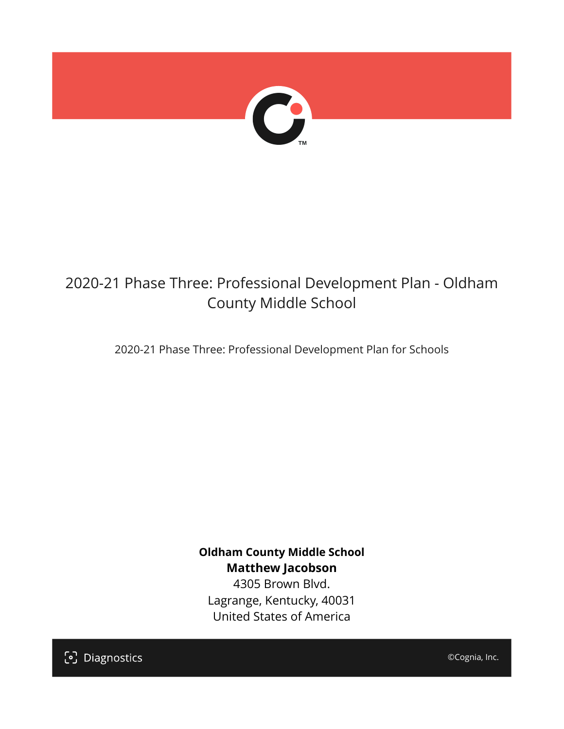# 2020-21 Phase Three: Professional Development Plan - Oldham County Middle School

2020-21 Phase Three: Professional Development Plan for Schools

**Oldham County Middle School**
**Matthew Jacobson**
4305 Brown Blvd.
Lagrange, Kentucky, 40031
United States of America

Diagnostics

©Cognia, Inc.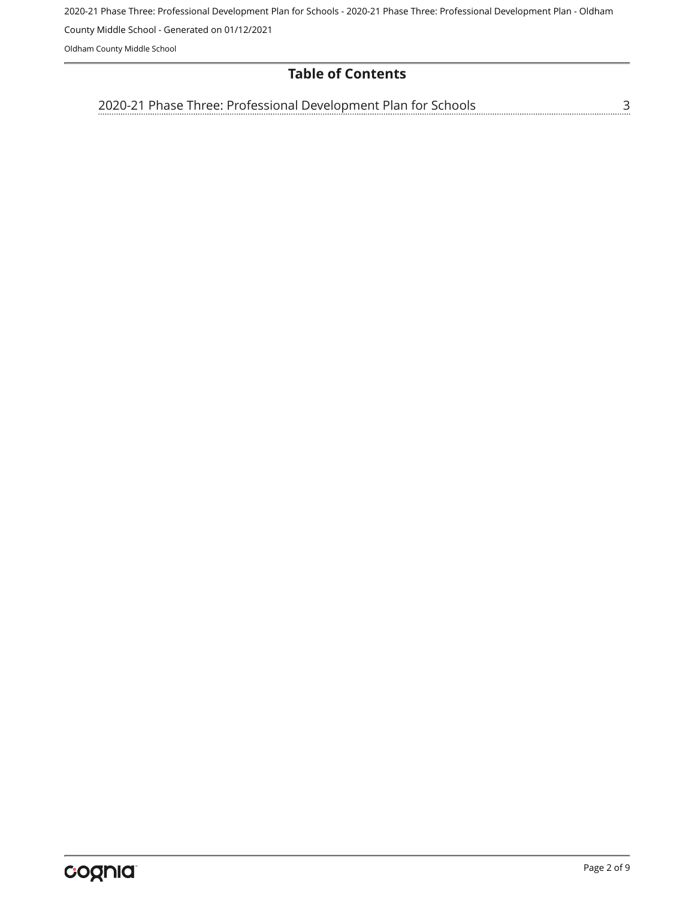# Table of Contents

2020-21 Phase Three: Professional Development Plan for Schools ........ 3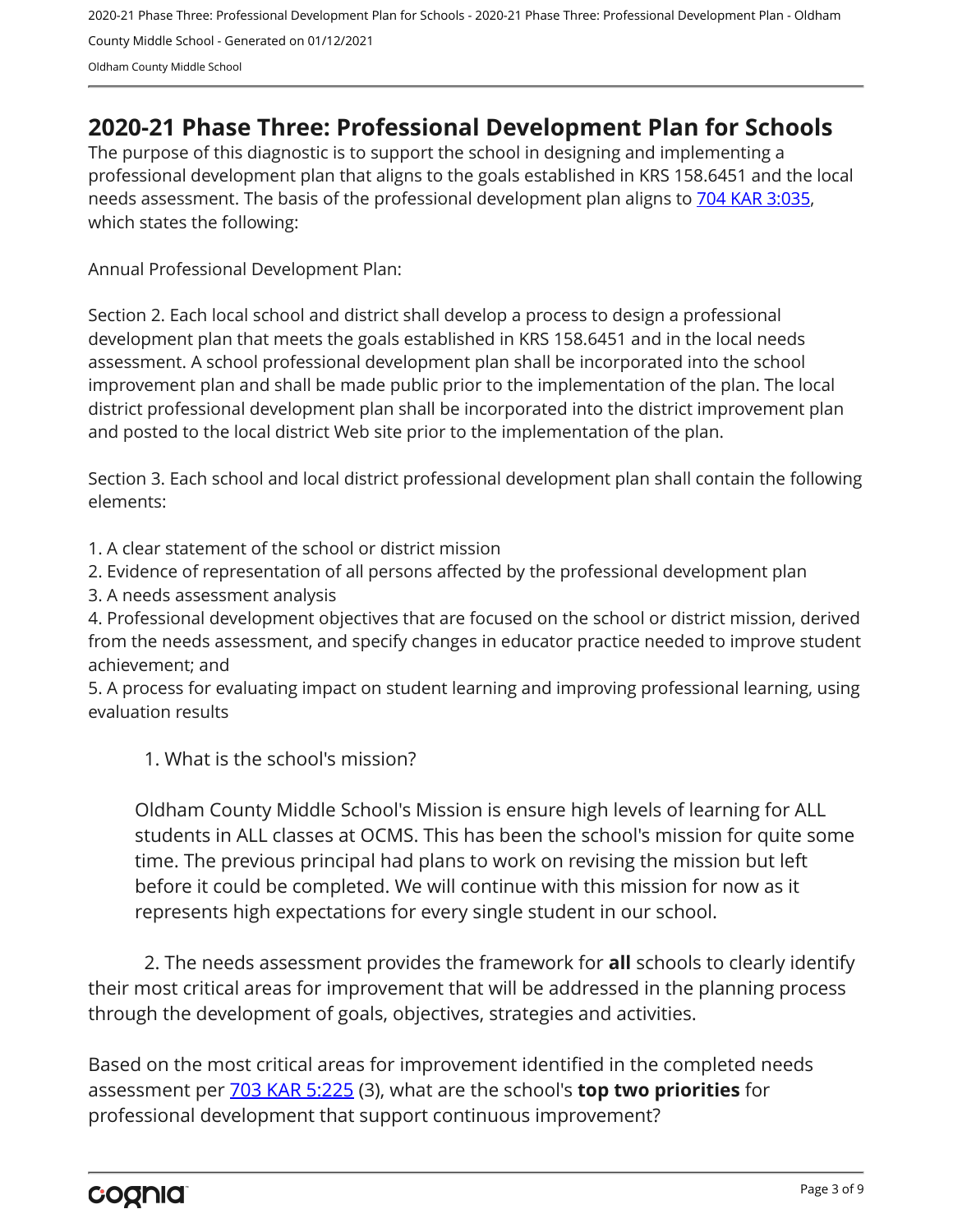# 2020-21 Phase Three: Professional Development Plan for Schools

The purpose of this diagnostic is to support the school in designing and implementing a professional development plan that aligns to the goals established in KRS 158.6451 and the local needs assessment. The basis of the professional development plan aligns to [704 KAR 3:035](), which states the following:

Annual Professional Development Plan:

Section 2. Each local school and district shall develop a process to design a professional development plan that meets the goals established in KRS 158.6451 and in the local needs assessment. A school professional development plan shall be incorporated into the school improvement plan and shall be made public prior to the implementation of the plan. The local district professional development plan shall be incorporated into the district improvement plan and posted to the local district Web site prior to the implementation of the plan.

Section 3. Each school and local district professional development plan shall contain the following elements:

1. A clear statement of the school or district mission
2. Evidence of representation of all persons affected by the professional development plan
3. A needs assessment analysis
4. Professional development objectives that are focused on the school or district mission, derived from the needs assessment, and specify changes in educator practice needed to improve student achievement; and
5. A process for evaluating impact on student learning and improving professional learning, using evaluation results

1. What is the school's mission?

Oldham County Middle School's Mission is ensure high levels of learning for ALL students in ALL classes at OCMS. This has been the school's mission for quite some time. The previous principal had plans to work on revising the mission but left before it could be completed. We will continue with this mission for now as it represents high expectations for every single student in our school.

2. The needs assessment provides the framework for **all** schools to clearly identify their most critical areas for improvement that will be addressed in the planning process through the development of goals, objectives, strategies and activities.

Based on the most critical areas for improvement identified in the completed needs assessment per [703 KAR 5:225]() (3), what are the school's **top two priorities** for professional development that support continuous improvement?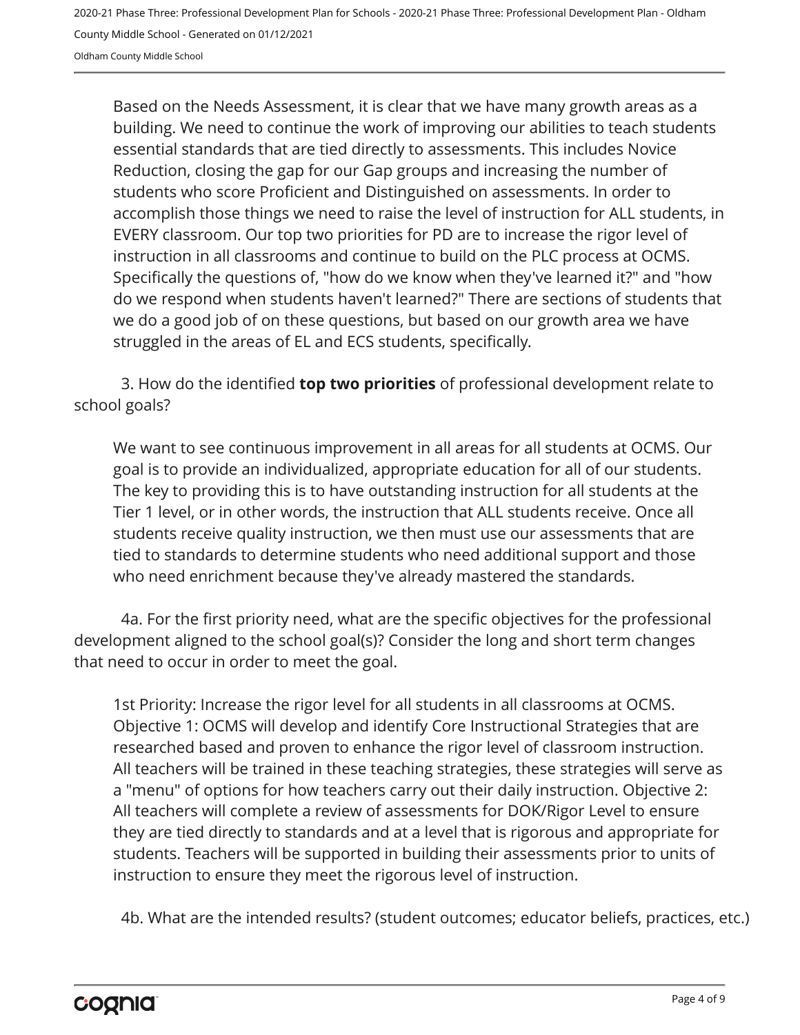Based on the Needs Assessment, it is clear that we have many growth areas as a building. We need to continue the work of improving our abilities to teach students essential standards that are tied directly to assessments. This includes Novice Reduction, closing the gap for our Gap groups and increasing the number of students who score Proficient and Distinguished on assessments. In order to accomplish those things we need to raise the level of instruction for ALL students, in EVERY classroom. Our top two priorities for PD are to increase the rigor level of instruction in all classrooms and continue to build on the PLC process at OCMS. Specifically the questions of, "how do we know when they've learned it?" and "how do we respond when students haven't learned?" There are sections of students that we do a good job of on these questions, but based on our growth area we have struggled in the areas of EL and ECS students, specifically.

3. How do the identified **top two priorities** of professional development relate to school goals?

We want to see continuous improvement in all areas for all students at OCMS. Our goal is to provide an individualized, appropriate education for all of our students. The key to providing this is to have outstanding instruction for all students at the Tier 1 level, or in other words, the instruction that ALL students receive. Once all students receive quality instruction, we then must use our assessments that are tied to standards to determine students who need additional support and those who need enrichment because they've already mastered the standards.

4a. For the first priority need, what are the specific objectives for the professional development aligned to the school goal(s)? Consider the long and short term changes that need to occur in order to meet the goal.

1st Priority: Increase the rigor level for all students in all classrooms at OCMS. Objective 1: OCMS will develop and identify Core Instructional Strategies that are researched based and proven to enhance the rigor level of classroom instruction. All teachers will be trained in these teaching strategies, these strategies will serve as a "menu" of options for how teachers carry out their daily instruction. Objective 2: All teachers will complete a review of assessments for DOK/Rigor Level to ensure they are tied directly to standards and at a level that is rigorous and appropriate for students. Teachers will be supported in building their assessments prior to units of instruction to ensure they meet the rigorous level of instruction.

4b. What are the intended results? (student outcomes; educator beliefs, practices, etc.)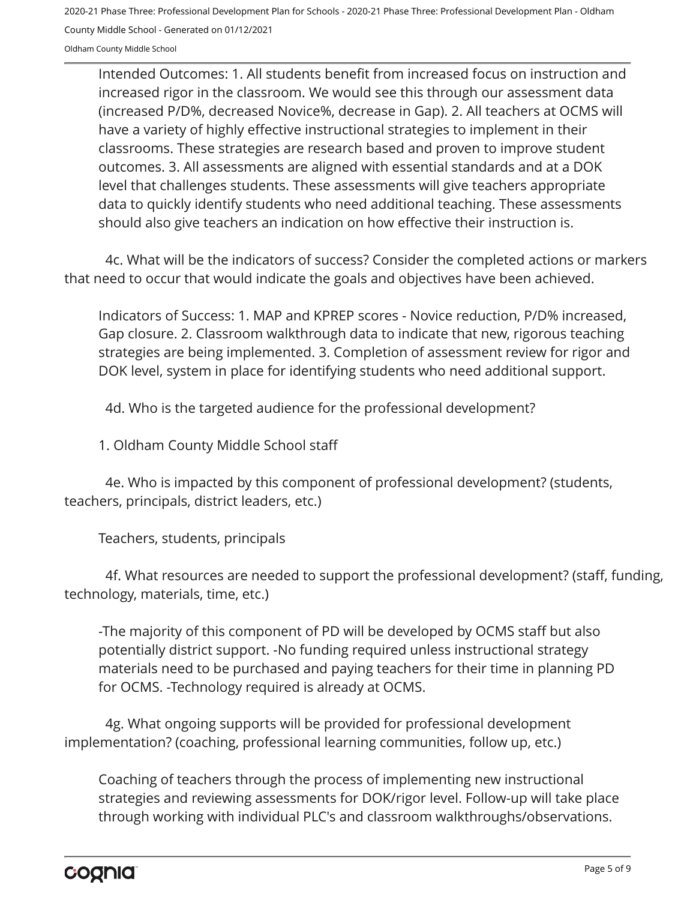Intended Outcomes: 1. All students benefit from increased focus on instruction and increased rigor in the classroom. We would see this through our assessment data (increased P/D%, decreased Novice%, decrease in Gap). 2. All teachers at OCMS will have a variety of highly effective instructional strategies to implement in their classrooms. These strategies are research based and proven to improve student outcomes. 3. All assessments are aligned with essential standards and at a DOK level that challenges students. These assessments will give teachers appropriate data to quickly identify students who need additional teaching. These assessments should also give teachers an indication on how effective their instruction is.

4c. What will be the indicators of success? Consider the completed actions or markers that need to occur that would indicate the goals and objectives have been achieved.

Indicators of Success: 1. MAP and KPREP scores - Novice reduction, P/D% increased, Gap closure. 2. Classroom walkthrough data to indicate that new, rigorous teaching strategies are being implemented. 3. Completion of assessment review for rigor and DOK level, system in place for identifying students who need additional support.

4d. Who is the targeted audience for the professional development?

1. Oldham County Middle School staff

4e. Who is impacted by this component of professional development? (students, teachers, principals, district leaders, etc.)

Teachers, students, principals

4f. What resources are needed to support the professional development? (staff, funding, technology, materials, time, etc.)

-The majority of this component of PD will be developed by OCMS staff but also potentially district support. -No funding required unless instructional strategy materials need to be purchased and paying teachers for their time in planning PD for OCMS. -Technology required is already at OCMS.

4g. What ongoing supports will be provided for professional development implementation? (coaching, professional learning communities, follow up, etc.)

Coaching of teachers through the process of implementing new instructional strategies and reviewing assessments for DOK/rigor level. Follow-up will take place through working with individual PLC's and classroom walkthroughs/observations.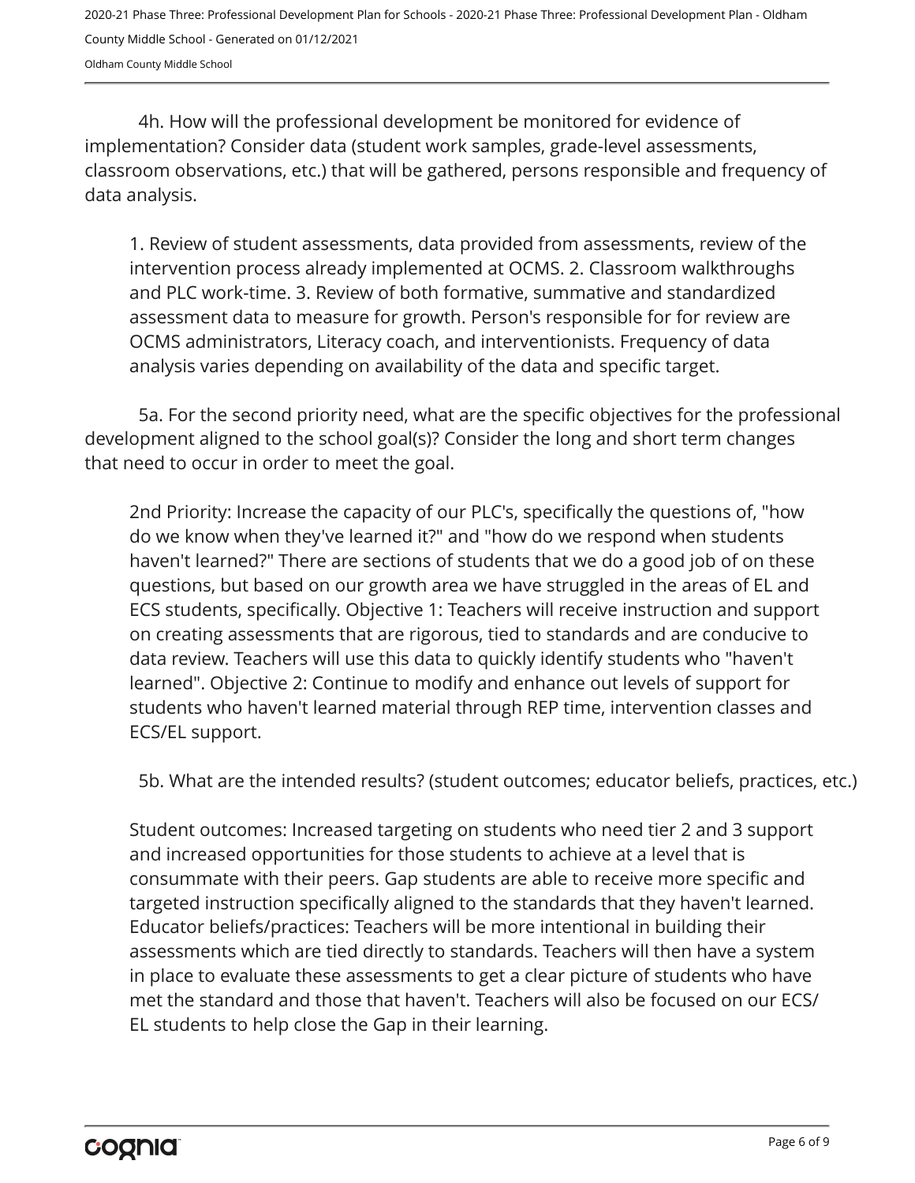4h. How will the professional development be monitored for evidence of implementation? Consider data (student work samples, grade-level assessments, classroom observations, etc.) that will be gathered, persons responsible and frequency of data analysis.

1. Review of student assessments, data provided from assessments, review of the intervention process already implemented at OCMS. 2. Classroom walkthroughs and PLC work-time. 3. Review of both formative, summative and standardized assessment data to measure for growth. Person's responsible for for review are OCMS administrators, Literacy coach, and interventionists. Frequency of data analysis varies depending on availability of the data and specific target.

5a. For the second priority need, what are the specific objectives for the professional development aligned to the school goal(s)? Consider the long and short term changes that need to occur in order to meet the goal.

2nd Priority: Increase the capacity of our PLC's, specifically the questions of, "how do we know when they've learned it?" and "how do we respond when students haven't learned?" There are sections of students that we do a good job of on these questions, but based on our growth area we have struggled in the areas of EL and ECS students, specifically. Objective 1: Teachers will receive instruction and support on creating assessments that are rigorous, tied to standards and are conducive to data review. Teachers will use this data to quickly identify students who "haven't learned". Objective 2: Continue to modify and enhance out levels of support for students who haven't learned material through REP time, intervention classes and ECS/EL support.

5b. What are the intended results? (student outcomes; educator beliefs, practices, etc.)

Student outcomes: Increased targeting on students who need tier 2 and 3 support and increased opportunities for those students to achieve at a level that is consummate with their peers. Gap students are able to receive more specific and targeted instruction specifically aligned to the standards that they haven't learned. Educator beliefs/practices: Teachers will be more intentional in building their assessments which are tied directly to standards. Teachers will then have a system in place to evaluate these assessments to get a clear picture of students who have met the standard and those that haven't. Teachers will also be focused on our ECS/EL students to help close the Gap in their learning.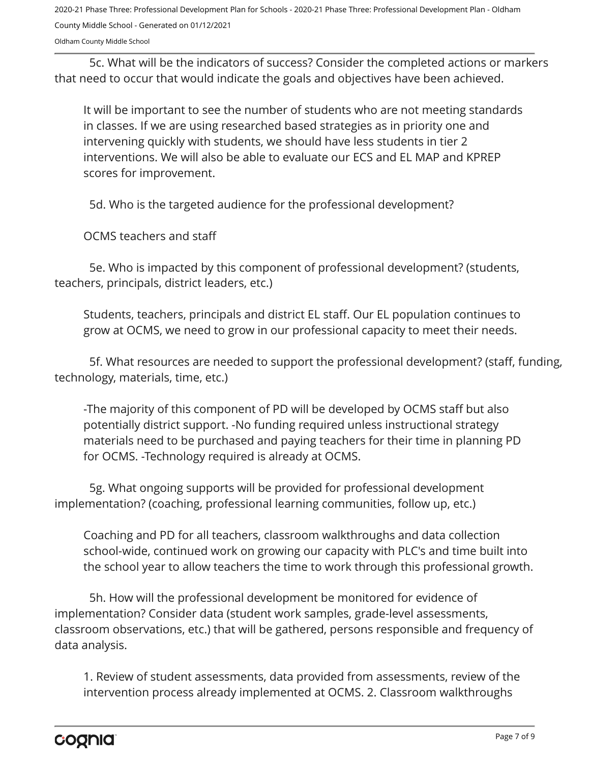5c. What will be the indicators of success? Consider the completed actions or markers that need to occur that would indicate the goals and objectives have been achieved.

It will be important to see the number of students who are not meeting standards in classes. If we are using researched based strategies as in priority one and intervening quickly with students, we should have less students in tier 2 interventions. We will also be able to evaluate our ECS and EL MAP and KPREP scores for improvement.

5d. Who is the targeted audience for the professional development?

OCMS teachers and staff

5e. Who is impacted by this component of professional development? (students, teachers, principals, district leaders, etc.)

Students, teachers, principals and district EL staff. Our EL population continues to grow at OCMS, we need to grow in our professional capacity to meet their needs.

5f. What resources are needed to support the professional development? (staff, funding, technology, materials, time, etc.)

-The majority of this component of PD will be developed by OCMS staff but also potentially district support. -No funding required unless instructional strategy materials need to be purchased and paying teachers for their time in planning PD for OCMS. -Technology required is already at OCMS.

5g. What ongoing supports will be provided for professional development implementation? (coaching, professional learning communities, follow up, etc.)

Coaching and PD for all teachers, classroom walkthroughs and data collection school-wide, continued work on growing our capacity with PLC's and time built into the school year to allow teachers the time to work through this professional growth.

5h. How will the professional development be monitored for evidence of implementation? Consider data (student work samples, grade-level assessments, classroom observations, etc.) that will be gathered, persons responsible and frequency of data analysis.

1. Review of student assessments, data provided from assessments, review of the intervention process already implemented at OCMS. 2. Classroom walkthroughs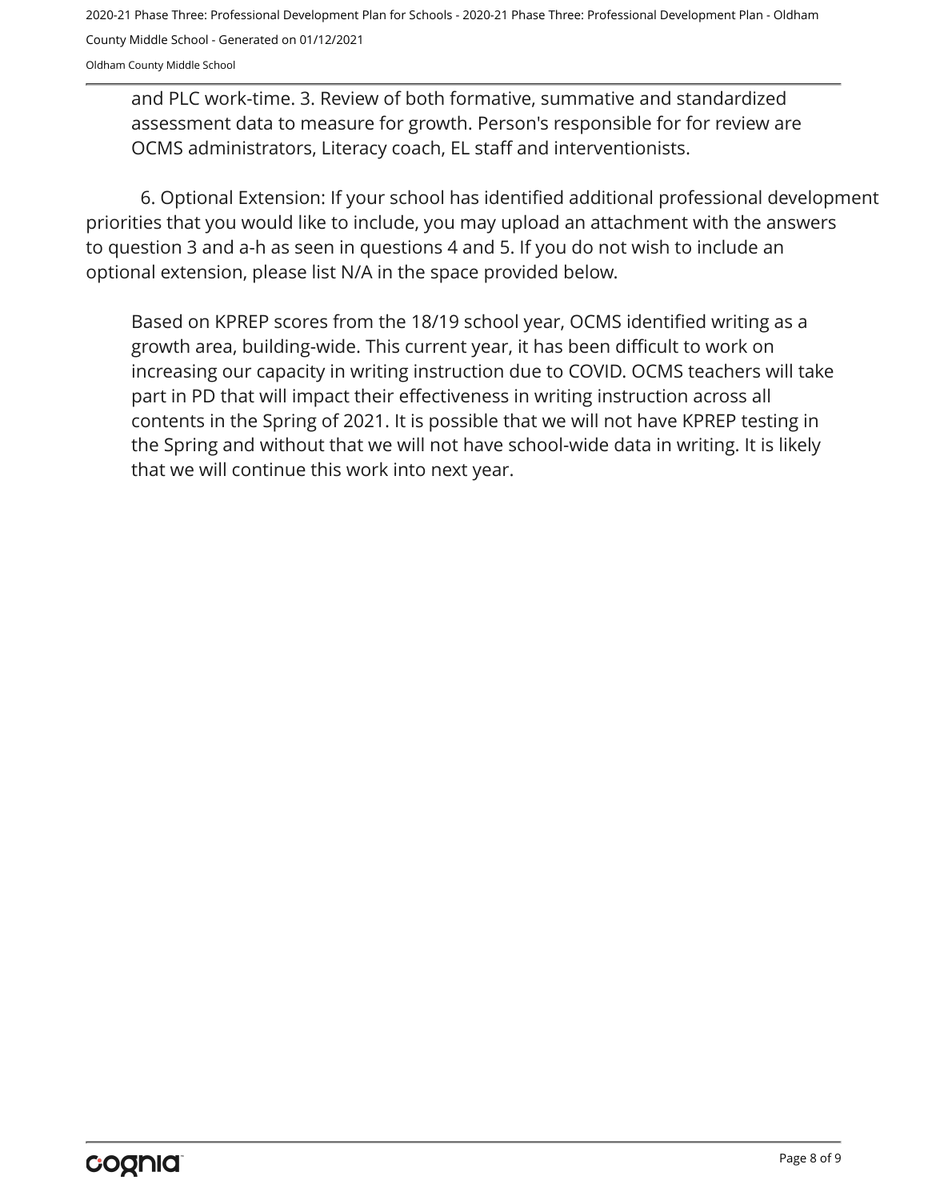and PLC work-time. 3. Review of both formative, summative and standardized assessment data to measure for growth. Person's responsible for for review are OCMS administrators, Literacy coach, EL staff and interventionists.

6. Optional Extension: If your school has identified additional professional development priorities that you would like to include, you may upload an attachment with the answers to question 3 and a-h as seen in questions 4 and 5. If you do not wish to include an optional extension, please list N/A in the space provided below.

Based on KPREP scores from the 18/19 school year, OCMS identified writing as a growth area, building-wide. This current year, it has been difficult to work on increasing our capacity in writing instruction due to COVID. OCMS teachers will take part in PD that will impact their effectiveness in writing instruction across all contents in the Spring of 2021. It is possible that we will not have KPREP testing in the Spring and without that we will not have school-wide data in writing. It is likely that we will continue this work into next year.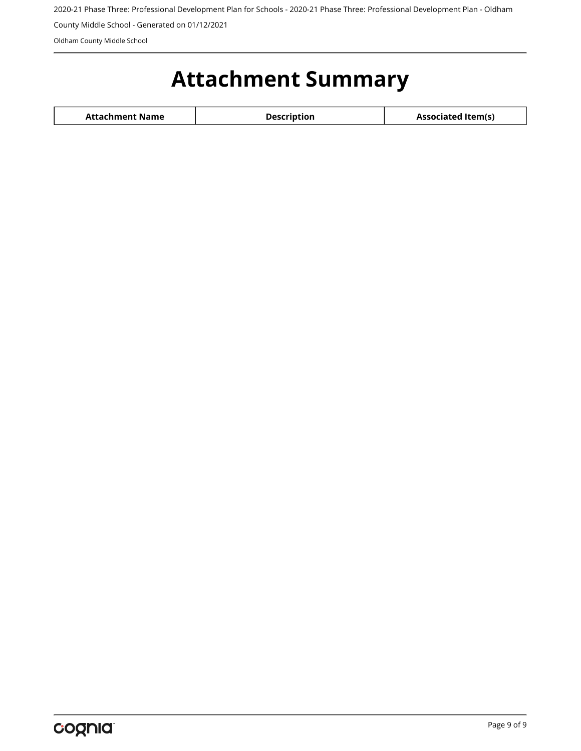# Attachment Summary

| Attachment Name | Description | Associated Item(s) |
| --- | --- | --- |